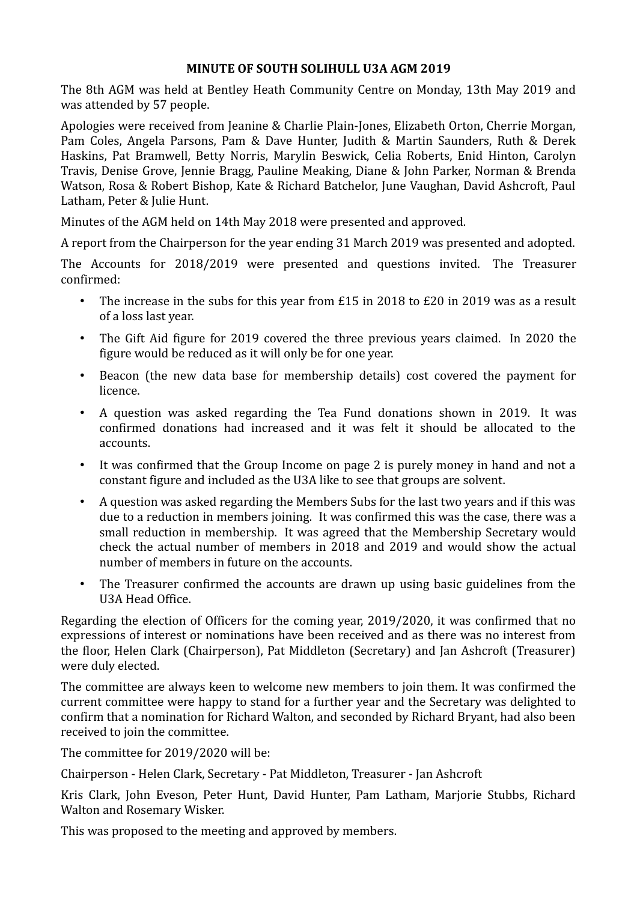# MINUTE OF SOUTH SOLIHULL U3A AGM 2019

The 8th AGM was held at Bentley Heath Community Centre on Monday, 13th May 2019 and was attended by 57 people.

Apologies were received from Jeanine & Charlie Plain-Jones, Elizabeth Orton, Cherrie Morgan, Pam Coles, Angela Parsons, Pam & Dave Hunter, Judith & Martin Saunders, Ruth & Derek Haskins, Pat Bramwell, Betty Norris, Marylin Beswick, Celia Roberts, Enid Hinton, Carolyn Travis, Denise Grove, Jennie Bragg, Pauline Meaking, Diane & John Parker, Norman & Brenda Watson, Rosa & Robert Bishop, Kate & Richard Batchelor, June Vaughan, David Ashcroft, Paul Latham, Peter & Julie Hunt.

Minutes of the AGM held on 14th May 2018 were presented and approved.

A report from the Chairperson for the year ending 31 March 2019 was presented and adopted.

The Accounts for 2018/2019 were presented and questions invited. The Treasurer confirmed:

- The increase in the subs for this year from £15 in 2018 to £20 in 2019 was as a result of a loss last year.
- The Gift Aid figure for 2019 covered the three previous years claimed. In 2020 the figure would be reduced as it will only be for one year.
- Beacon (the new data base for membership details) cost covered the payment for licence.
- A question was asked regarding the Tea Fund donations shown in 2019. It was confirmed donations had increased and it was felt it should be allocated to the accounts.
- It was confirmed that the Group Income on page 2 is purely money in hand and not a constant figure and included as the U3A like to see that groups are solvent.
- A question was asked regarding the Members Subs for the last two years and if this was due to a reduction in members joining. It was confirmed this was the case, there was a small reduction in membership. It was agreed that the Membership Secretary would check the actual number of members in 2018 and 2019 and would show the actual number of members in future on the accounts.
- The Treasurer confirmed the accounts are drawn up using basic guidelines from the U3A Head Office.

Regarding the election of Officers for the coming year, 2019/2020, it was confirmed that no expressions of interest or nominations have been received and as there was no interest from the floor, Helen Clark (Chairperson), Pat Middleton (Secretary) and Jan Ashcroft (Treasurer) were duly elected.

The committee are always keen to welcome new members to join them. It was confirmed the current committee were happy to stand for a further year and the Secretary was delighted to confirm that a nomination for Richard Walton, and seconded by Richard Bryant, had also been received to join the committee.

The committee for 2019/2020 will be:

Chairperson - Helen Clark, Secretary - Pat Middleton, Treasurer - Jan Ashcroft

Kris Clark, John Eveson, Peter Hunt, David Hunter, Pam Latham, Marjorie Stubbs, Richard Walton and Rosemary Wisker.

This was proposed to the meeting and approved by members.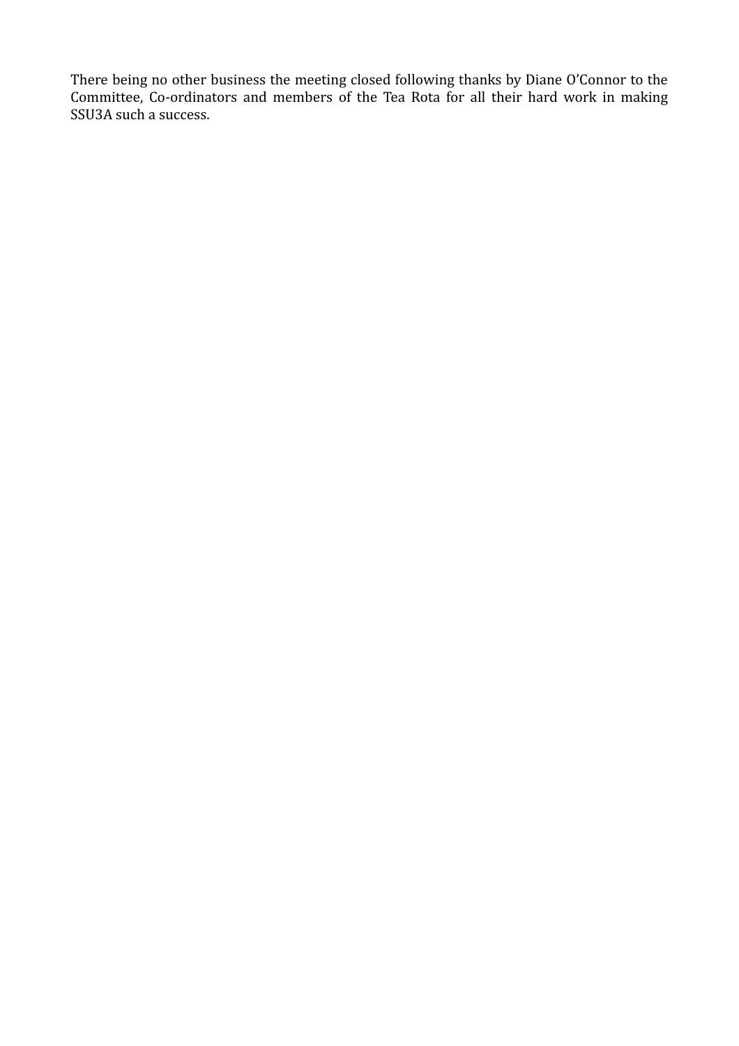There being no other business the meeting closed following thanks by Diane O'Connor to the Committee, Co-ordinators and members of the Tea Rota for all their hard work in making SSU3A such a success.